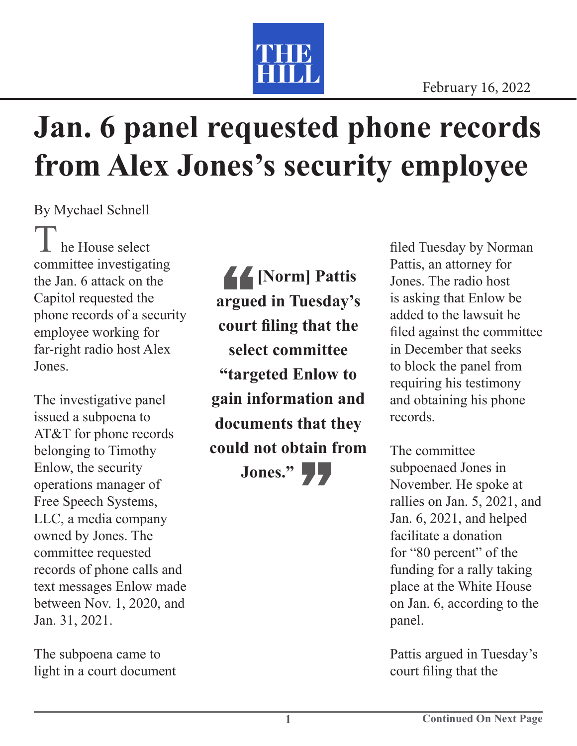THE HILL

February 16, 2022

# Jan. 6 panel requested phone records from Alex Jones's security employee

By Mychael Schnell

The House select committee investigating the Jan. 6 attack on the Capitol requested the phone records of a security employee working for far-right radio host Alex Jones.

The investigative panel issued a subpoena to AT&T for phone records belonging to Timothy Enlow, the security operations manager of Free Speech Systems, LLC, a media company owned by Jones. The committee requested records of phone calls and text messages Enlow made between Nov. 1, 2020, and Jan. 31, 2021.

The subpoena came to light in a court document filed Tuesday by Norman Pattis, an attorney for Jones. The radio host is asking that Enlow be added to the lawsuit he filed against the committee in December that seeks to block the panel from requiring his testimony and obtaining his phone records.

> **[Norm] Pattis argued in Tuesday's court filing that the select committee "targeted Enlow to gain information and documents that they could not obtain from Jones."**

The committee subpoenaed Jones in November. He spoke at rallies on Jan. 5, 2021, and Jan. 6, 2021, and helped facilitate a donation for "80 percent" of the funding for a rally taking place at the White House on Jan. 6, according to the panel.

Pattis argued in Tuesday's court filing that the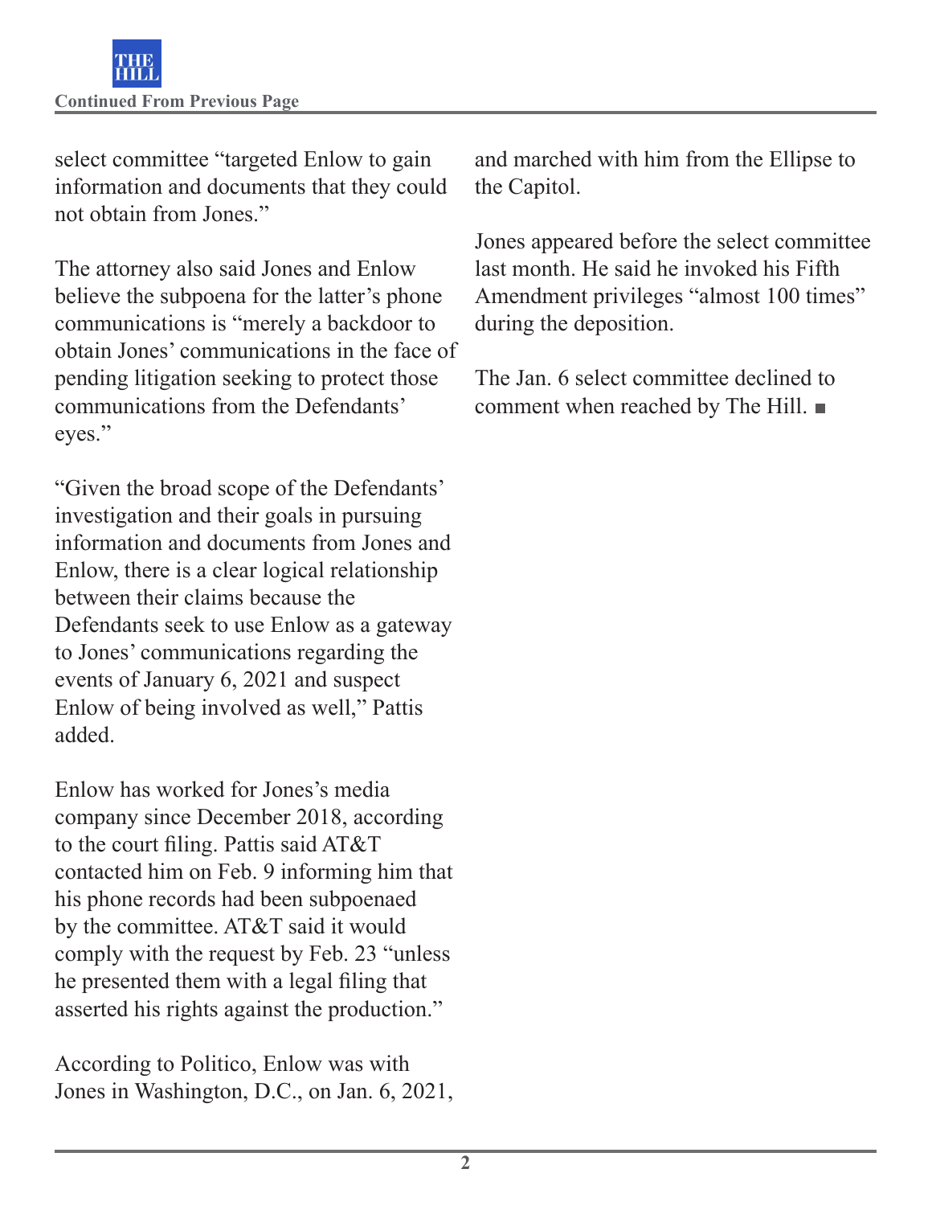select committee "targeted Enlow to gain information and documents that they could not obtain from Jones."

The attorney also said Jones and Enlow believe the subpoena for the latter's phone communications is "merely a backdoor to obtain Jones' communications in the face of pending litigation seeking to protect those communications from the Defendants' eyes."

"Given the broad scope of the Defendants' investigation and their goals in pursuing information and documents from Jones and Enlow, there is a clear logical relationship between their claims because the Defendants seek to use Enlow as a gateway to Jones' communications regarding the events of January 6, 2021 and suspect Enlow of being involved as well," Pattis added.

Enlow has worked for Jones's media company since December 2018, according to the court filing. Pattis said AT&T contacted him on Feb. 9 informing him that his phone records had been subpoenaed by the committee. AT&T said it would comply with the request by Feb. 23 "unless he presented them with a legal filing that asserted his rights against the production."

According to Politico, Enlow was with Jones in Washington, D.C., on Jan. 6, 2021, and marched with him from the Ellipse to the Capitol.

Jones appeared before the select committee last month. He said he invoked his Fifth Amendment privileges "almost 100 times" during the deposition.

The Jan. 6 select committee declined to comment when reached by The Hill. ■